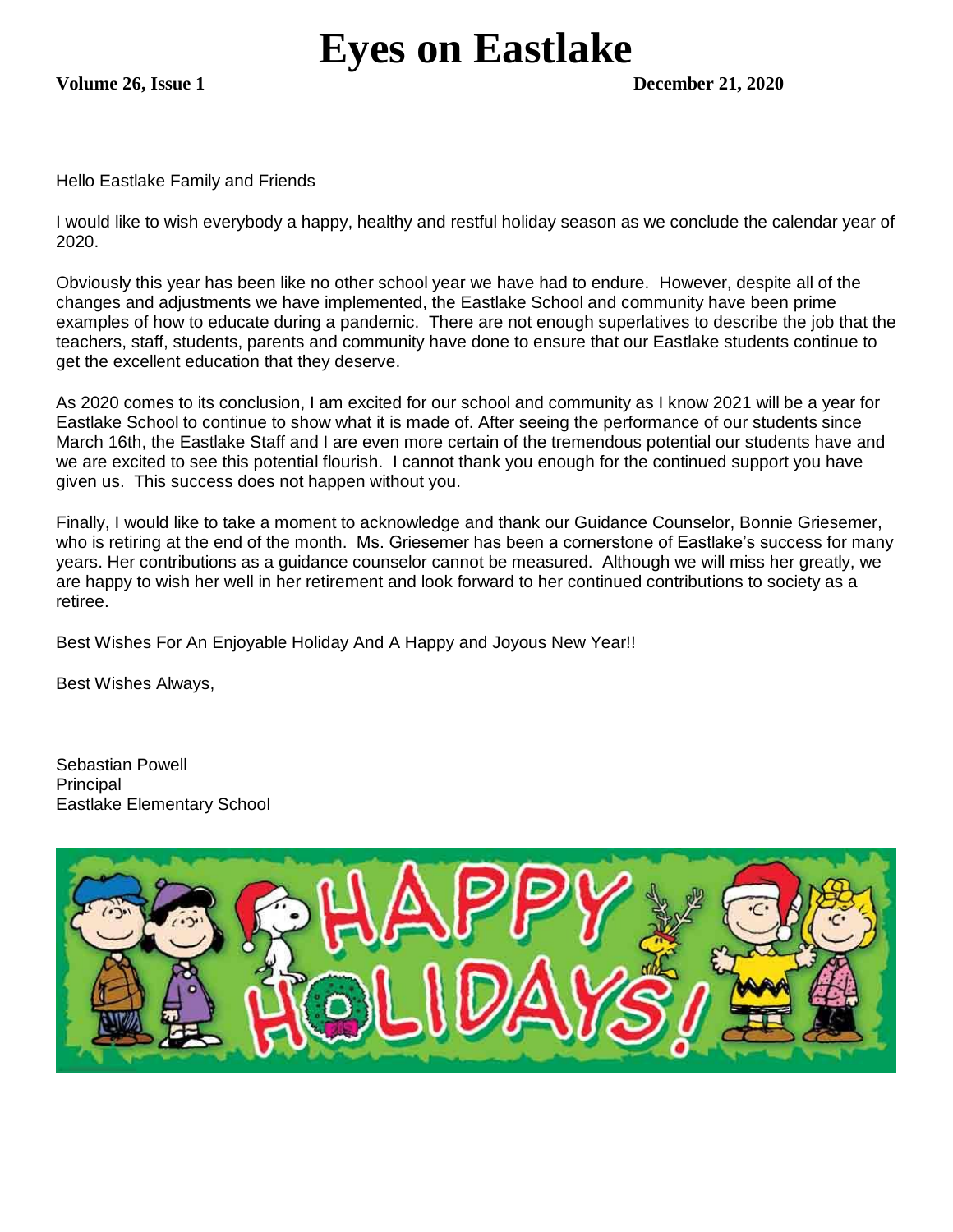# Eyes on Eastlake

**Volume 26, Issue 1** **December 21, 2020**

Hello Eastlake Family and Friends

I would like to wish everybody a happy, healthy and restful holiday season as we conclude the calendar year of 2020.

Obviously this year has been like no other school year we have had to endure. However, despite all of the changes and adjustments we have implemented, the Eastlake School and community have been prime examples of how to educate during a pandemic. There are not enough superlatives to describe the job that the teachers, staff, students, parents and community have done to ensure that our Eastlake students continue to get the excellent education that they deserve.

As 2020 comes to its conclusion, I am excited for our school and community as I know 2021 will be a year for Eastlake School to continue to show what it is made of. After seeing the performance of our students since March 16th, the Eastlake Staff and I are even more certain of the tremendous potential our students have and we are excited to see this potential flourish. I cannot thank you enough for the continued support you have given us. This success does not happen without you.

Finally, I would like to take a moment to acknowledge and thank our Guidance Counselor, Bonnie Griesemer, who is retiring at the end of the month. Ms. Griesemer has been a cornerstone of Eastlake's success for many years. Her contributions as a guidance counselor cannot be measured. Although we will miss her greatly, we are happy to wish her well in her retirement and look forward to her continued contributions to society as a retiree.

Best Wishes For An Enjoyable Holiday And A Happy and Joyous New Year!!

Best Wishes Always,

Sebastian Powell
Principal
Eastlake Elementary School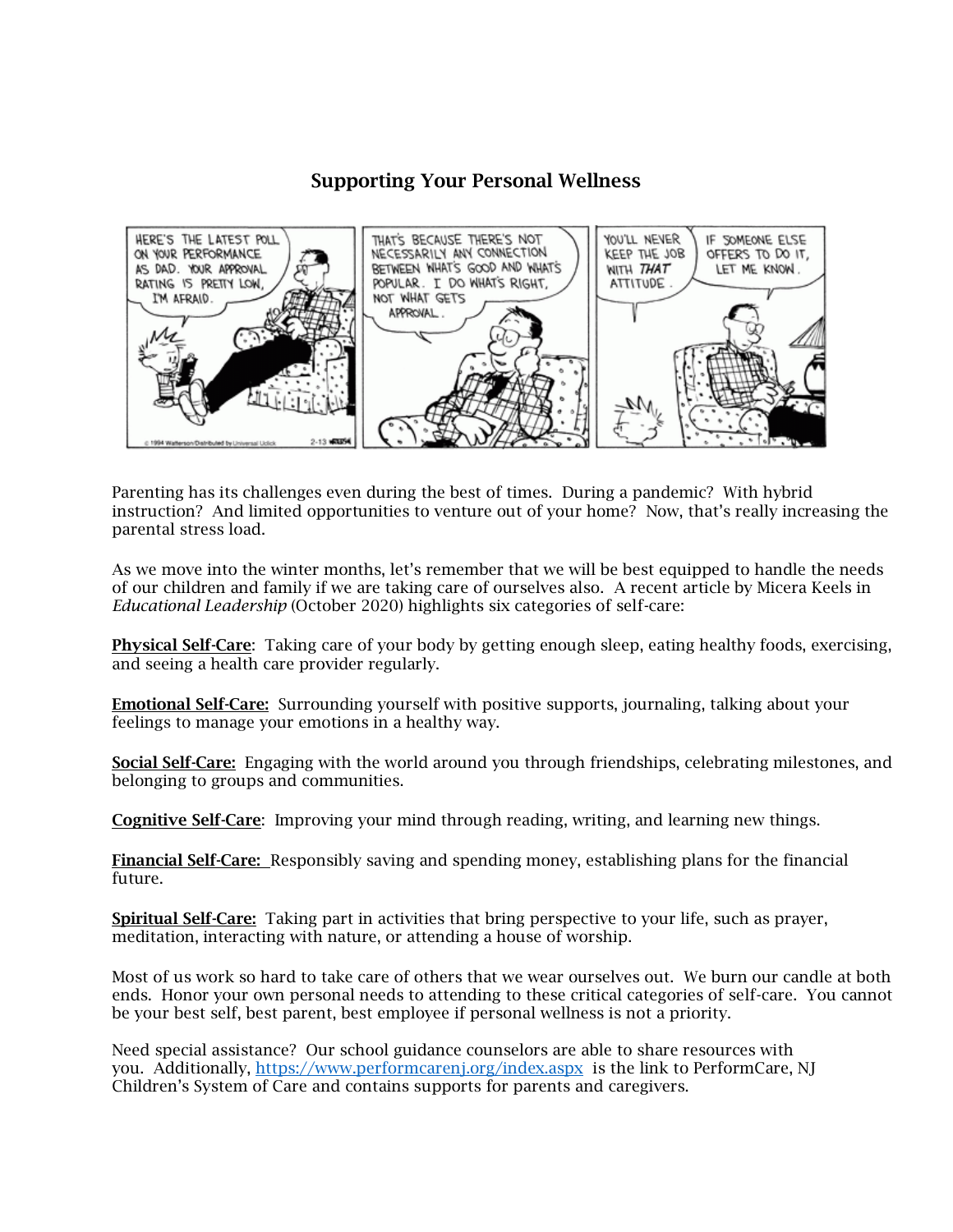## Supporting Your Personal Wellness

Parenting has its challenges even during the best of times. During a pandemic? With hybrid instruction? And limited opportunities to venture out of your home? Now, that's really increasing the parental stress load.

As we move into the winter months, let's remember that we will be best equipped to handle the needs of our children and family if we are taking care of ourselves also. A recent article by Micera Keels in *Educational Leadership* (October 2020) highlights six categories of self-care:

**Physical Self-Care**: Taking care of your body by getting enough sleep, eating healthy foods, exercising, and seeing a health care provider regularly.

**Emotional Self-Care:** Surrounding yourself with positive supports, journaling, talking about your feelings to manage your emotions in a healthy way.

**Social Self-Care:** Engaging with the world around you through friendships, celebrating milestones, and belonging to groups and communities.

**Cognitive Self-Care**: Improving your mind through reading, writing, and learning new things.

**Financial Self-Care:** Responsibly saving and spending money, establishing plans for the financial future.

**Spiritual Self-Care:** Taking part in activities that bring perspective to your life, such as prayer, meditation, interacting with nature, or attending a house of worship.

Most of us work so hard to take care of others that we wear ourselves out. We burn our candle at both ends. Honor your own personal needs to attending to these critical categories of self-care. You cannot be your best self, best parent, best employee if personal wellness is not a priority.

Need special assistance? Our school guidance counselors are able to share resources with you. Additionally, https://www.performcarenj.org/index.aspx is the link to PerformCare, NJ Children's System of Care and contains supports for parents and caregivers.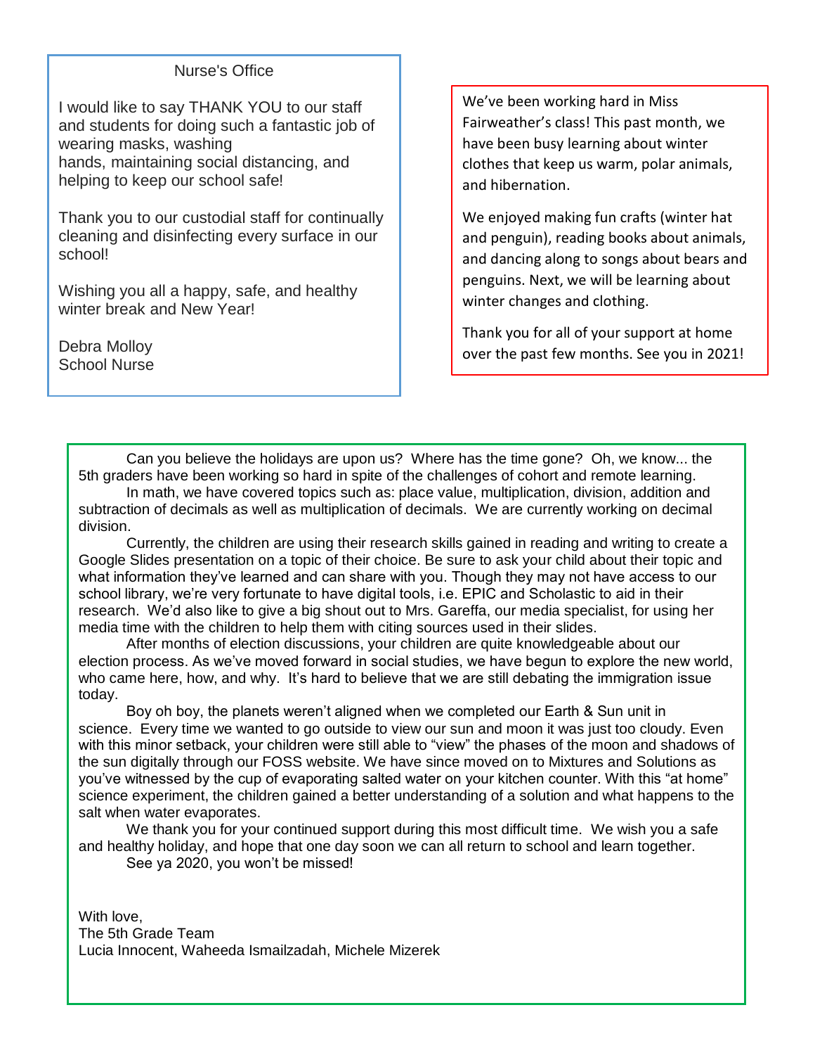## Nurse's Office

I would like to say THANK YOU to our staff and students for doing such a fantastic job of wearing masks, washing hands, maintaining social distancing, and helping to keep our school safe!

Thank you to our custodial staff for continually cleaning and disinfecting every surface in our school!

Wishing you all a happy, safe, and healthy winter break and New Year!

Debra Molloy
School Nurse

---

We've been working hard in Miss Fairweather's class! This past month, we have been busy learning about winter clothes that keep us warm, polar animals, and hibernation.

We enjoyed making fun crafts (winter hat and penguin), reading books about animals, and dancing along to songs about bears and penguins. Next, we will be learning about winter changes and clothing.

Thank you for all of your support at home over the past few months. See you in 2021!

---

Can you believe the holidays are upon us? Where has the time gone? Oh, we know... the 5th graders have been working so hard in spite of the challenges of cohort and remote learning.

In math, we have covered topics such as: place value, multiplication, division, addition and subtraction of decimals as well as multiplication of decimals. We are currently working on decimal division.

Currently, the children are using their research skills gained in reading and writing to create a Google Slides presentation on a topic of their choice. Be sure to ask your child about their topic and what information they've learned and can share with you. Though they may not have access to our school library, we're very fortunate to have digital tools, i.e. EPIC and Scholastic to aid in their research. We'd also like to give a big shout out to Mrs. Gareffa, our media specialist, for using her media time with the children to help them with citing sources used in their slides.

After months of election discussions, your children are quite knowledgeable about our election process. As we've moved forward in social studies, we have begun to explore the new world, who came here, how, and why. It's hard to believe that we are still debating the immigration issue today.

Boy oh boy, the planets weren't aligned when we completed our Earth & Sun unit in science. Every time we wanted to go outside to view our sun and moon it was just too cloudy. Even with this minor setback, your children were still able to "view" the phases of the moon and shadows of the sun digitally through our FOSS website. We have since moved on to Mixtures and Solutions as you've witnessed by the cup of evaporating salted water on your kitchen counter. With this "at home" science experiment, the children gained a better understanding of a solution and what happens to the salt when water evaporates.

We thank you for your continued support during this most difficult time. We wish you a safe and healthy holiday, and hope that one day soon we can all return to school and learn together.

See ya 2020, you won't be missed!

With love,
The 5th Grade Team
Lucia Innocent, Waheeda Ismailzadah, Michele Mizerek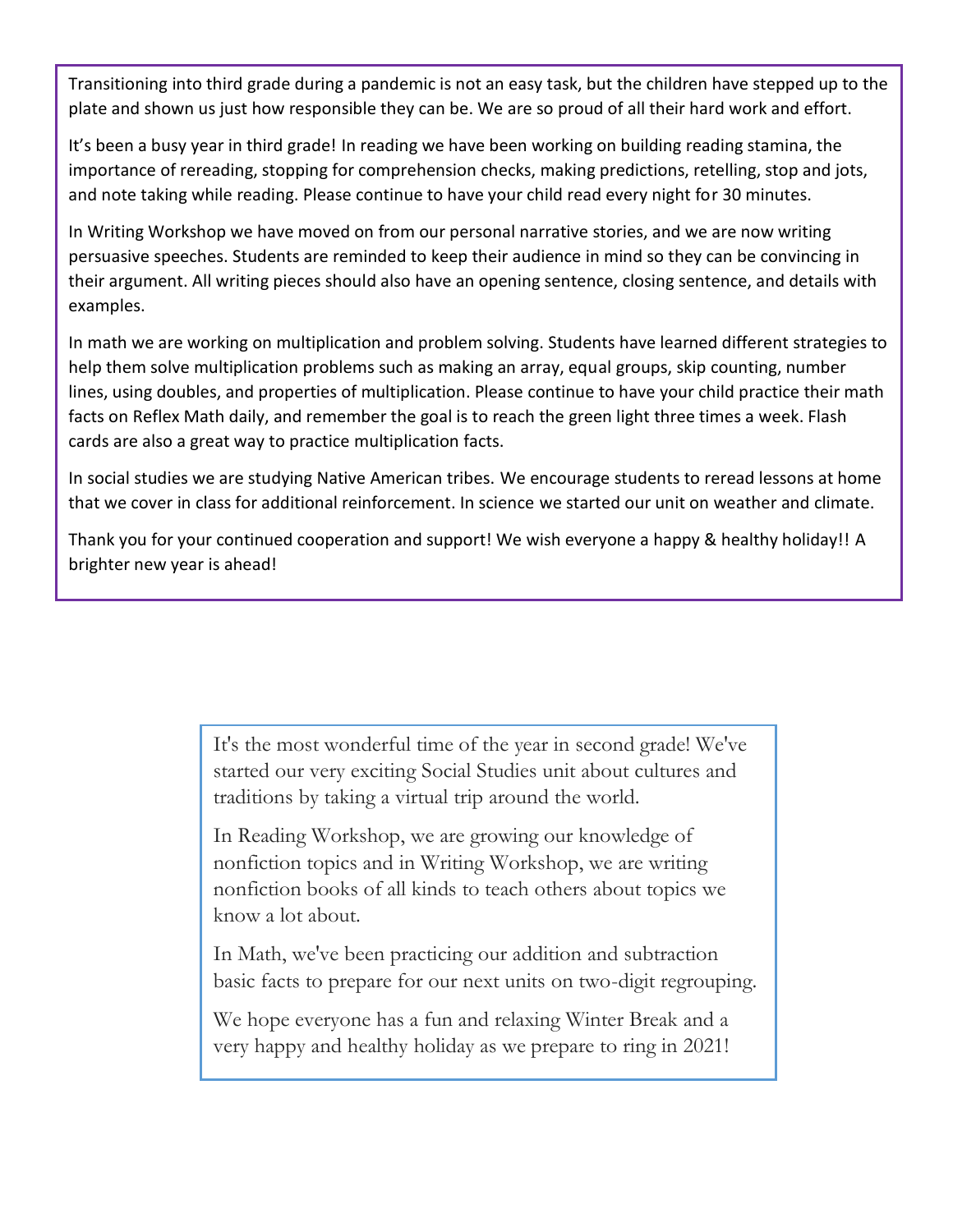Transitioning into third grade during a pandemic is not an easy task, but the children have stepped up to the plate and shown us just how responsible they can be. We are so proud of all their hard work and effort.

It's been a busy year in third grade! In reading we have been working on building reading stamina, the importance of rereading, stopping for comprehension checks, making predictions, retelling, stop and jots, and note taking while reading. Please continue to have your child read every night for 30 minutes.

In Writing Workshop we have moved on from our personal narrative stories, and we are now writing persuasive speeches. Students are reminded to keep their audience in mind so they can be convincing in their argument. All writing pieces should also have an opening sentence, closing sentence, and details with examples.

In math we are working on multiplication and problem solving. Students have learned different strategies to help them solve multiplication problems such as making an array, equal groups, skip counting, number lines, using doubles, and properties of multiplication. Please continue to have your child practice their math facts on Reflex Math daily, and remember the goal is to reach the green light three times a week. Flash cards are also a great way to practice multiplication facts.

In social studies we are studying Native American tribes. We encourage students to reread lessons at home that we cover in class for additional reinforcement. In science we started our unit on weather and climate.

Thank you for your continued cooperation and support! We wish everyone a happy & healthy holiday!! A brighter new year is ahead!

---

It's the most wonderful time of the year in second grade! We've started our very exciting Social Studies unit about cultures and traditions by taking a virtual trip around the world.

In Reading Workshop, we are growing our knowledge of nonfiction topics and in Writing Workshop, we are writing nonfiction books of all kinds to teach others about topics we know a lot about.

In Math, we've been practicing our addition and subtraction basic facts to prepare for our next units on two-digit regrouping.

We hope everyone has a fun and relaxing Winter Break and a very happy and healthy holiday as we prepare to ring in 2021!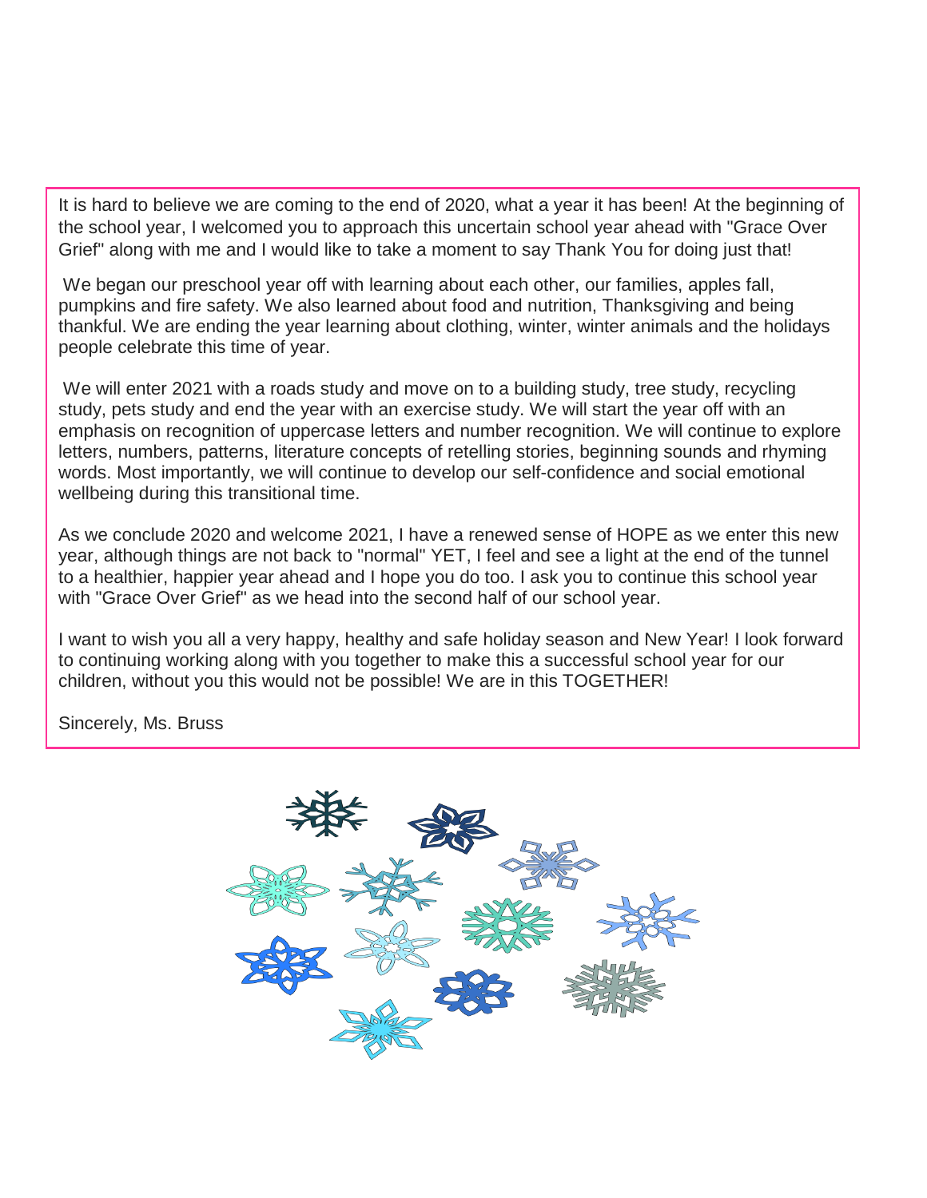It is hard to believe we are coming to the end of 2020, what a year it has been! At the beginning of the school year, I welcomed you to approach this uncertain school year ahead with "Grace Over Grief" along with me and I would like to take a moment to say Thank You for doing just that!

We began our preschool year off with learning about each other, our families, apples fall, pumpkins and fire safety. We also learned about food and nutrition, Thanksgiving and being thankful. We are ending the year learning about clothing, winter, winter animals and the holidays people celebrate this time of year.

We will enter 2021 with a roads study and move on to a building study, tree study, recycling study, pets study and end the year with an exercise study. We will start the year off with an emphasis on recognition of uppercase letters and number recognition. We will continue to explore letters, numbers, patterns, literature concepts of retelling stories, beginning sounds and rhyming words. Most importantly, we will continue to develop our self-confidence and social emotional wellbeing during this transitional time.

As we conclude 2020 and welcome 2021, I have a renewed sense of HOPE as we enter this new year, although things are not back to "normal" YET, I feel and see a light at the end of the tunnel to a healthier, happier year ahead and I hope you do too. I ask you to continue this school year with "Grace Over Grief" as we head into the second half of our school year.

I want to wish you all a very happy, healthy and safe holiday season and New Year! I look forward to continuing working along with you together to make this a successful school year for our children, without you this would not be possible! We are in this TOGETHER!

Sincerely, Ms. Bruss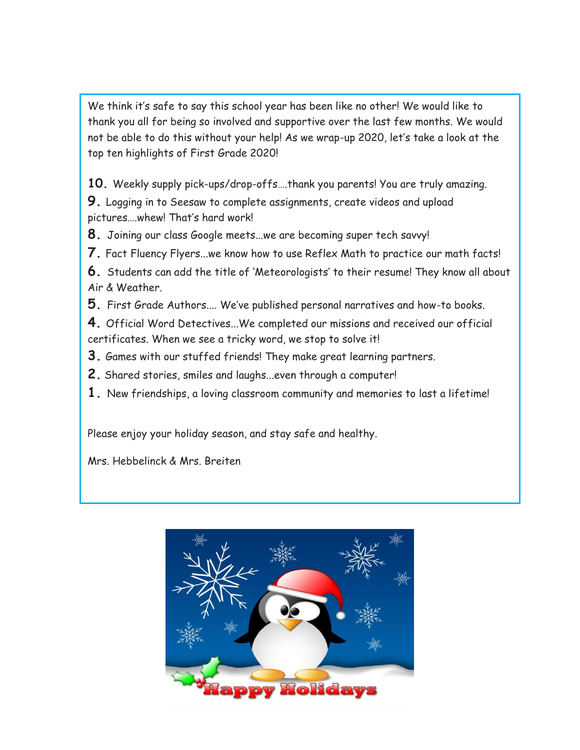We think it's safe to say this school year has been like no other! We would like to thank you all for being so involved and supportive over the last few months. We would not be able to do this without your help! As we wrap-up 2020, let's take a look at the top ten highlights of First Grade 2020!

**10.** Weekly supply pick-ups/drop-offs….thank you parents! You are truly amazing.

**9.** Logging in to Seesaw to complete assignments, create videos and upload pictures….whew! That's hard work!

**8.** Joining our class Google meets...we are becoming super tech savvy!

**7.** Fact Fluency Flyers...we know how to use Reflex Math to practice our math facts!

**6.** Students can add the title of 'Meteorologists' to their resume! They know all about Air & Weather.

**5.** First Grade Authors.... We've published personal narratives and how-to books.

**4.** Official Word Detectives...We completed our missions and received our official certificates. When we see a tricky word, we stop to solve it!

**3.** Games with our stuffed friends! They make great learning partners.

**2.** Shared stories, smiles and laughs...even through a computer!

**1.** New friendships, a loving classroom community and memories to last a lifetime!

Please enjoy your holiday season, and stay safe and healthy.

Mrs. Hebbelinck & Mrs. Breiten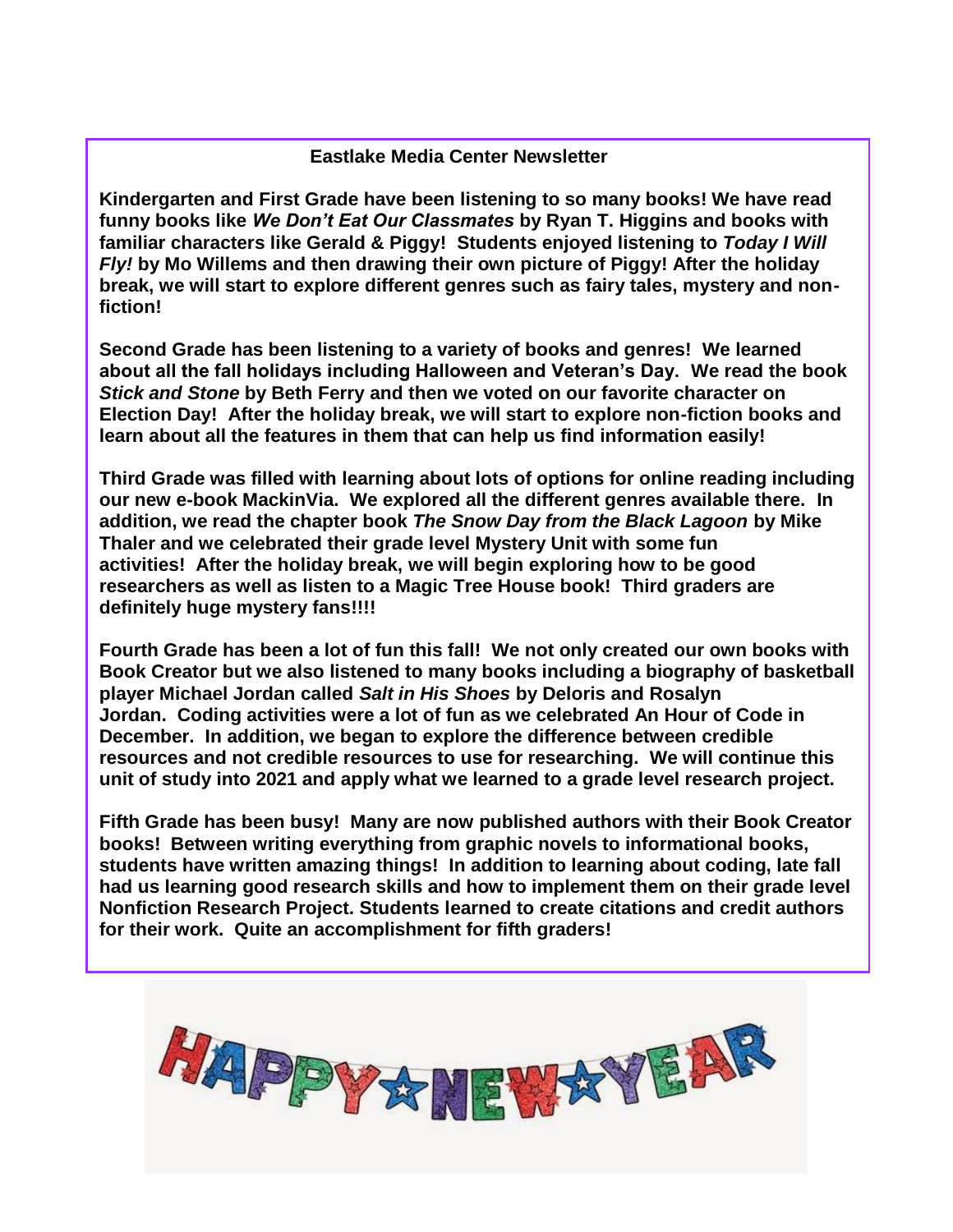**Eastlake Media Center Newsletter**

**Kindergarten and First Grade have been listening to so many books! We have read funny books like *We Don't Eat Our Classmates* by Ryan T. Higgins and books with familiar characters like Gerald & Piggy! Students enjoyed listening to *Today I Will Fly!* by Mo Willems and then drawing their own picture of Piggy! After the holiday break, we will start to explore different genres such as fairy tales, mystery and non-fiction!**

**Second Grade has been listening to a variety of books and genres! We learned about all the fall holidays including Halloween and Veteran's Day. We read the book *Stick and Stone* by Beth Ferry and then we voted on our favorite character on Election Day! After the holiday break, we will start to explore non-fiction books and learn about all the features in them that can help us find information easily!**

**Third Grade was filled with learning about lots of options for online reading including our new e-book MackinVia. We explored all the different genres available there. In addition, we read the chapter book *The Snow Day from the Black Lagoon* by Mike Thaler and we celebrated their grade level Mystery Unit with some fun activities! After the holiday break, we will begin exploring how to be good researchers as well as listen to a Magic Tree House book! Third graders are definitely huge mystery fans!!!!**

**Fourth Grade has been a lot of fun this fall! We not only created our own books with Book Creator but we also listened to many books including a biography of basketball player Michael Jordan called *Salt in His Shoes* by Deloris and Rosalyn Jordan. Coding activities were a lot of fun as we celebrated An Hour of Code in December. In addition, we began to explore the difference between credible resources and not credible resources to use for researching. We will continue this unit of study into 2021 and apply what we learned to a grade level research project.**

**Fifth Grade has been busy! Many are now published authors with their Book Creator books! Between writing everything from graphic novels to informational books, students have written amazing things! In addition to learning about coding, late fall had us learning good research skills and how to implement them on their grade level Nonfiction Research Project. Students learned to create citations and credit authors for their work. Quite an accomplishment for fifth graders!**

HAPPY NEW YEAR